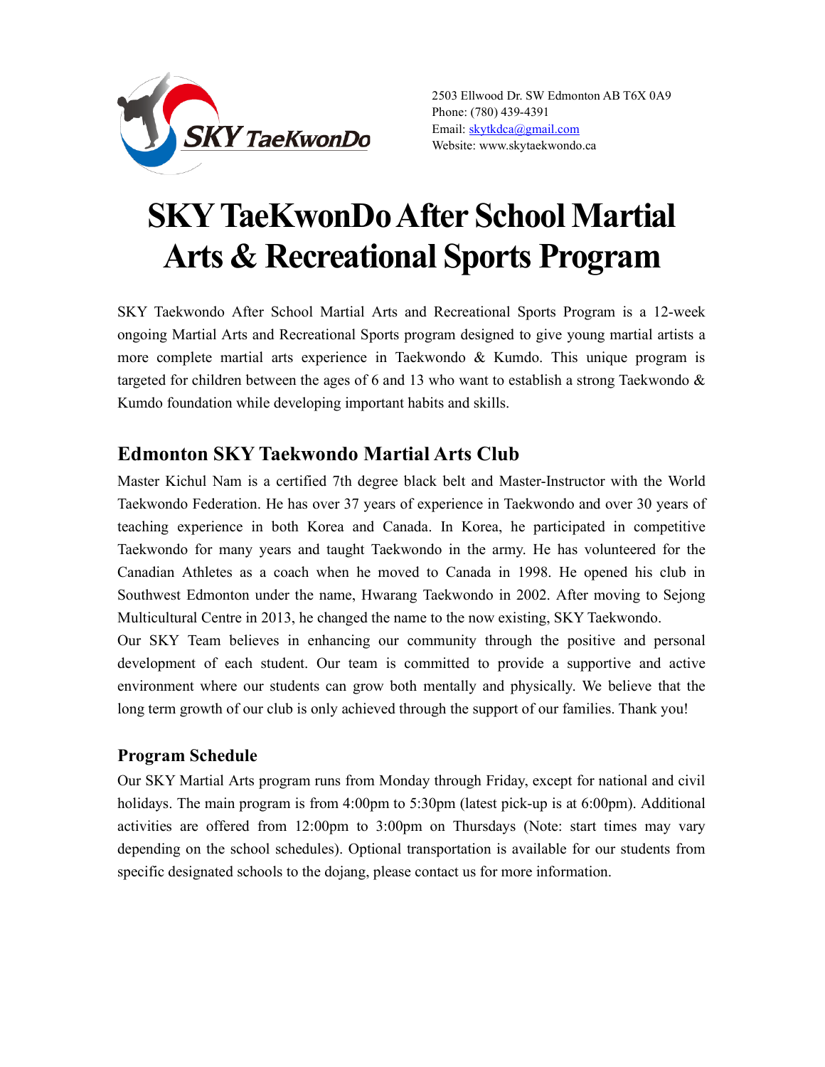2503 Ellwood Dr. SW Edmonton AB T6X 0A9
Phone: (780) 439-4391
Email: skytkdca@gmail.com
Website: www.skytaekwondo.ca

# SKY TaeKwonDo After School Martial Arts & Recreational Sports Program

SKY Taekwondo After School Martial Arts and Recreational Sports Program is a 12-week ongoing Martial Arts and Recreational Sports program designed to give young martial artists a more complete martial arts experience in Taekwondo & Kumdo. This unique program is targeted for children between the ages of 6 and 13 who want to establish a strong Taekwondo & Kumdo foundation while developing important habits and skills.

## Edmonton SKY Taekwondo Martial Arts Club

Master Kichul Nam is a certified 7th degree black belt and Master-Instructor with the World Taekwondo Federation. He has over 37 years of experience in Taekwondo and over 30 years of teaching experience in both Korea and Canada. In Korea, he participated in competitive Taekwondo for many years and taught Taekwondo in the army. He has volunteered for the Canadian Athletes as a coach when he moved to Canada in 1998. He opened his club in Southwest Edmonton under the name, Hwarang Taekwondo in 2002. After moving to Sejong Multicultural Centre in 2013, he changed the name to the now existing, SKY Taekwondo.

Our SKY Team believes in enhancing our community through the positive and personal development of each student. Our team is committed to provide a supportive and active environment where our students can grow both mentally and physically. We believe that the long term growth of our club is only achieved through the support of our families. Thank you!

### Program Schedule

Our SKY Martial Arts program runs from Monday through Friday, except for national and civil holidays. The main program is from 4:00pm to 5:30pm (latest pick-up is at 6:00pm). Additional activities are offered from 12:00pm to 3:00pm on Thursdays (Note: start times may vary depending on the school schedules). Optional transportation is available for our students from specific designated schools to the dojang, please contact us for more information.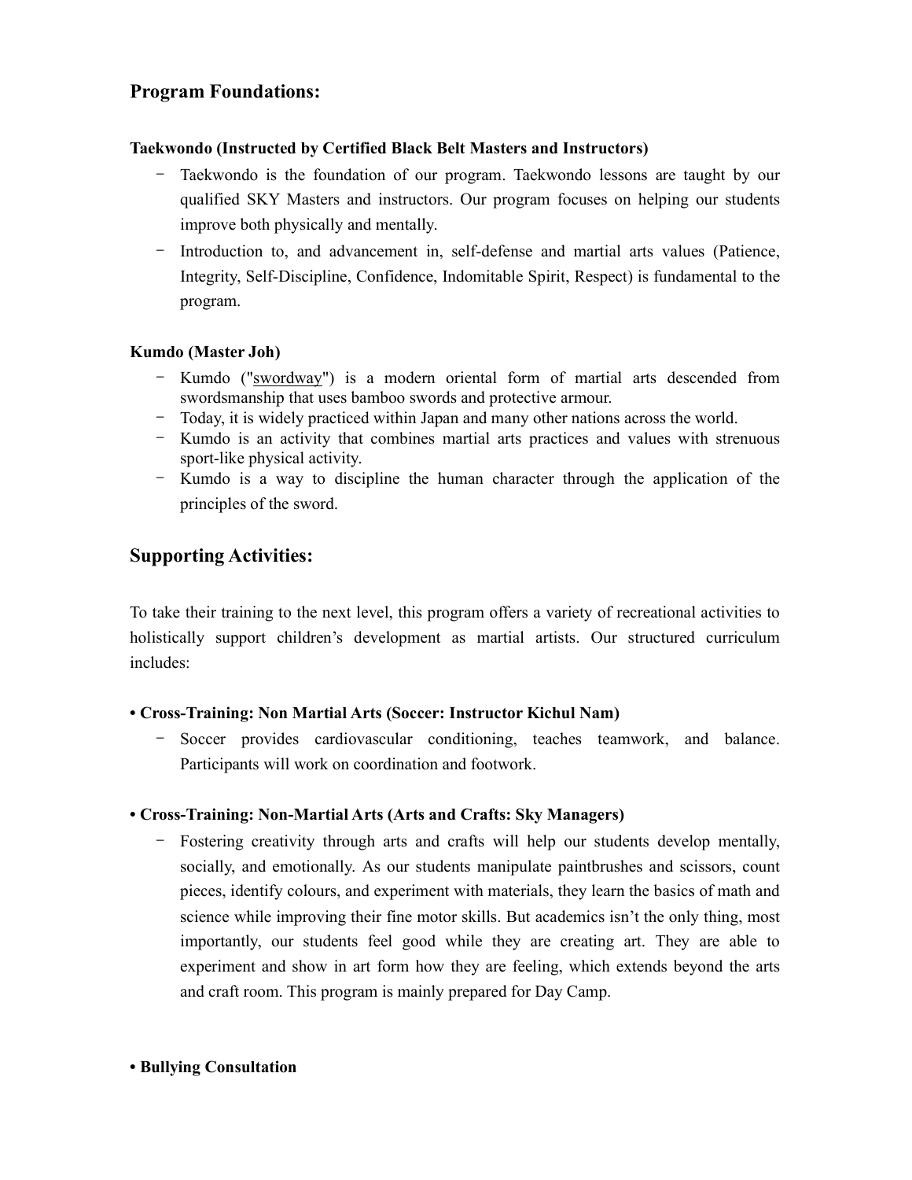## Program Foundations:

**Taekwondo (Instructed by Certified Black Belt Masters and Instructors)**

- Taekwondo is the foundation of our program. Taekwondo lessons are taught by our qualified SKY Masters and instructors. Our program focuses on helping our students improve both physically and mentally.
- Introduction to, and advancement in, self-defense and martial arts values (Patience, Integrity, Self-Discipline, Confidence, Indomitable Spirit, Respect) is fundamental to the program.

**Kumdo (Master Joh)**

- Kumdo ("swordway") is a modern oriental form of martial arts descended from swordsmanship that uses bamboo swords and protective armour.
- Today, it is widely practiced within Japan and many other nations across the world.
- Kumdo is an activity that combines martial arts practices and values with strenuous sport-like physical activity.
- Kumdo is a way to discipline the human character through the application of the principles of the sword.

## Supporting Activities:

To take their training to the next level, this program offers a variety of recreational activities to holistically support children's development as martial artists. Our structured curriculum includes:

**• Cross-Training: Non Martial Arts (Soccer: Instructor Kichul Nam)**

- Soccer provides cardiovascular conditioning, teaches teamwork, and balance. Participants will work on coordination and footwork.

**• Cross-Training: Non-Martial Arts (Arts and Crafts: Sky Managers)**

- Fostering creativity through arts and crafts will help our students develop mentally, socially, and emotionally. As our students manipulate paintbrushes and scissors, count pieces, identify colours, and experiment with materials, they learn the basics of math and science while improving their fine motor skills. But academics isn't the only thing, most importantly, our students feel good while they are creating art. They are able to experiment and show in art form how they are feeling, which extends beyond the arts and craft room. This program is mainly prepared for Day Camp.

**• Bullying Consultation**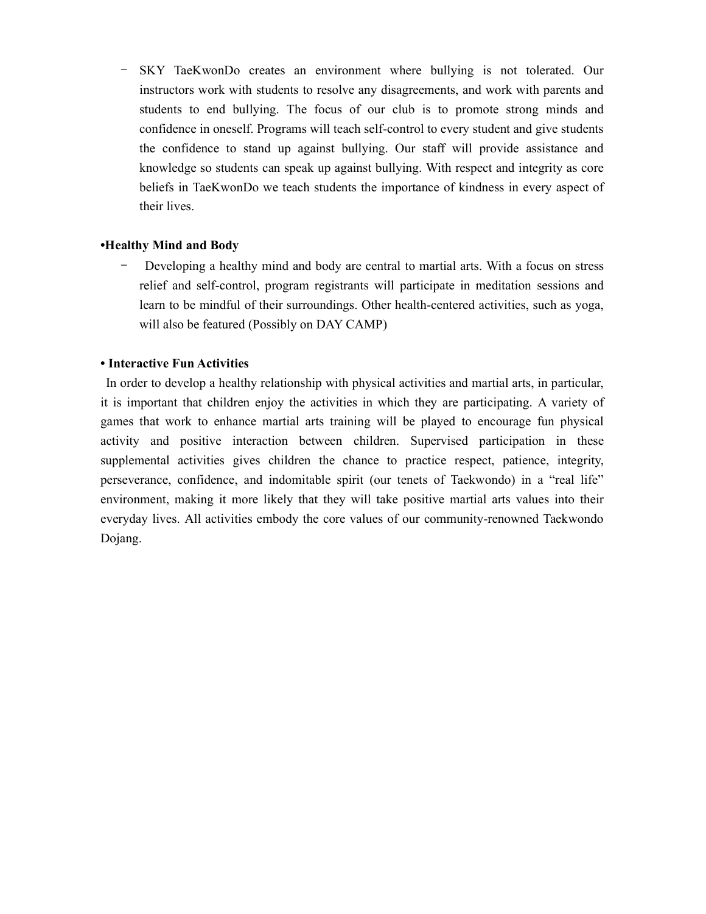- SKY TaeKwonDo creates an environment where bullying is not tolerated. Our instructors work with students to resolve any disagreements, and work with parents and students to end bullying. The focus of our club is to promote strong minds and confidence in oneself. Programs will teach self-control to every student and give students the confidence to stand up against bullying. Our staff will provide assistance and knowledge so students can speak up against bullying. With respect and integrity as core beliefs in TaeKwonDo we teach students the importance of kindness in every aspect of their lives.

**•Healthy Mind and Body**

- Developing a healthy mind and body are central to martial arts. With a focus on stress relief and self-control, program registrants will participate in meditation sessions and learn to be mindful of their surroundings. Other health-centered activities, such as yoga, will also be featured (Possibly on DAY CAMP)

**• Interactive Fun Activities**

In order to develop a healthy relationship with physical activities and martial arts, in particular, it is important that children enjoy the activities in which they are participating. A variety of games that work to enhance martial arts training will be played to encourage fun physical activity and positive interaction between children. Supervised participation in these supplemental activities gives children the chance to practice respect, patience, integrity, perseverance, confidence, and indomitable spirit (our tenets of Taekwondo) in a "real life" environment, making it more likely that they will take positive martial arts values into their everyday lives. All activities embody the core values of our community-renowned Taekwondo Dojang.